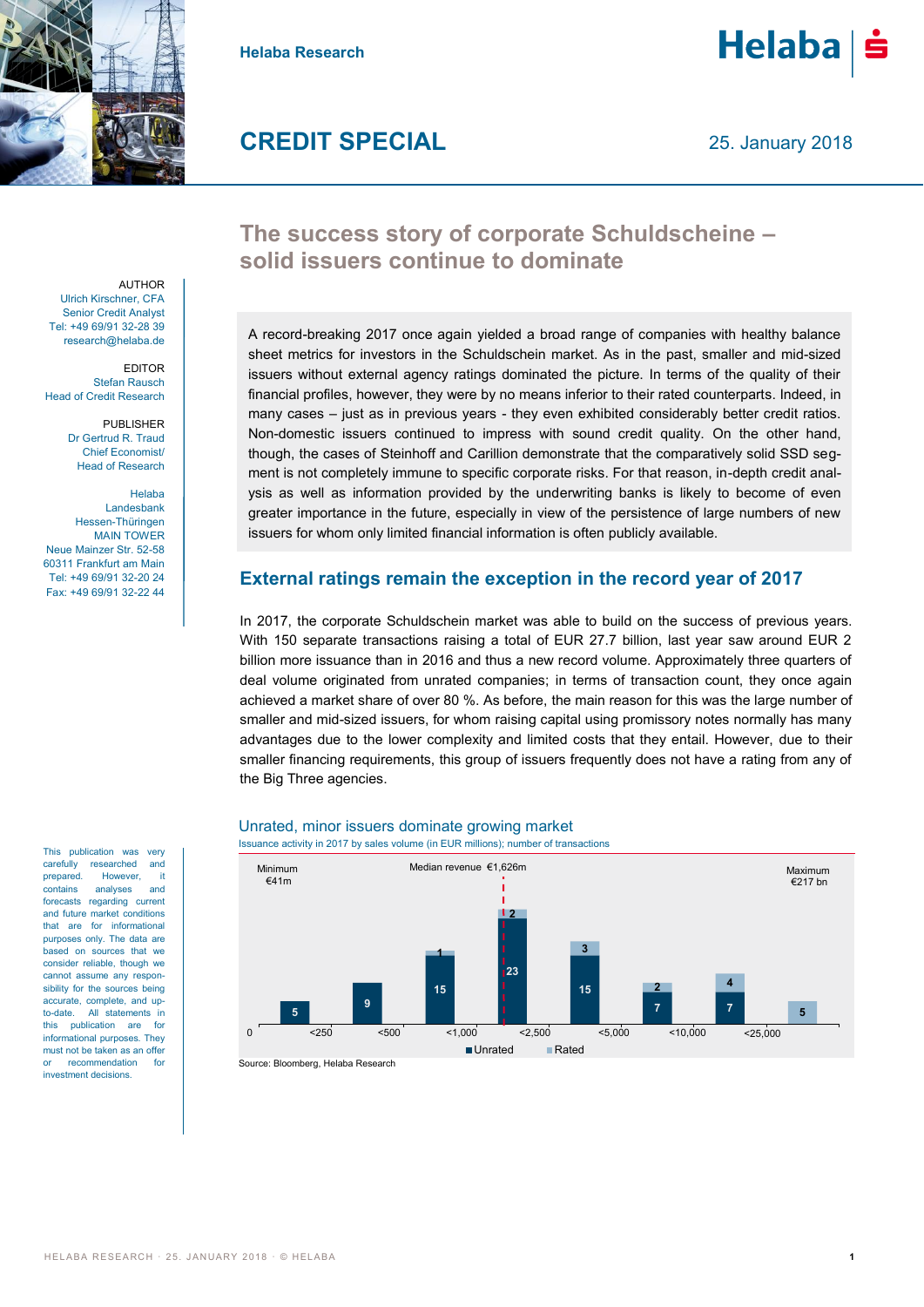Helaba Research

# CREDIT SPECIAL

25. January 2018

## The success story of corporate Schuldscheine – solid issuers continue to dominate

AUTHOR
Ulrich Kirschner, CFA
Senior Credit Analyst
Tel: +49 69/91 32-28 39
research@helaba.de

EDITOR
Stefan Rausch
Head of Credit Research

PUBLISHER
Dr Gertrud R. Traud
Chief Economist/
Head of Research

Helaba
Landesbank
Hessen-Thüringen
MAIN TOWER
Neue Mainzer Str. 52-58
60311 Frankfurt am Main
Tel: +49 69/91 32-20 24
Fax: +49 69/91 32-22 44

A record-breaking 2017 once again yielded a broad range of companies with healthy balance sheet metrics for investors in the Schuldschein market. As in the past, smaller and mid-sized issuers without external agency ratings dominated the picture. In terms of the quality of their financial profiles, however, they were by no means inferior to their rated counterparts. Indeed, in many cases – just as in previous years - they even exhibited considerably better credit ratios. Non-domestic issuers continued to impress with sound credit quality. On the other hand, though, the cases of Steinhoff and Carillion demonstrate that the comparatively solid SSD segment is not completely immune to specific corporate risks. For that reason, in-depth credit analysis as well as information provided by the underwriting banks is likely to become of even greater importance in the future, especially in view of the persistence of large numbers of new issuers for whom only limited financial information is often publicly available.

## External ratings remain the exception in the record year of 2017

In 2017, the corporate Schuldschein market was able to build on the success of previous years. With 150 separate transactions raising a total of EUR 27.7 billion, last year saw around EUR 2 billion more issuance than in 2016 and thus a new record volume. Approximately three quarters of deal volume originated from unrated companies; in terms of transaction count, they once again achieved a market share of over 80 %. As before, the main reason for this was the large number of smaller and mid-sized issuers, for whom raising capital using promissory notes normally has many advantages due to the lower complexity and limited costs that they entail. However, due to their smaller financing requirements, this group of issuers frequently does not have a rating from any of the Big Three agencies.

**Unrated, minor issuers dominate growing market**
Issuance activity in 2017 by sales volume (in EUR millions); number of transactions

Minimum €41m; Median revenue €1,626m; Maximum €217 bn

| Sales volume (EUR m) | Unrated | Rated |
|---|---|---|
| <250 | 5 | |
| <500 | 9 | |
| <1,000 | 15 | 1 |
| <2,500 | 23 | 2 |
| <5,000 | 15 | 3 |
| <10,000 | 7 | 2 |
| <25,000 | 7 | 4 |
| >25,000 | | 5 |

Source: Bloomberg, Helaba Research

This publication was very carefully researched and prepared. However, it contains analyses and forecasts regarding current and future market conditions that are for informational purposes only. The data are based on sources that we consider reliable, though we cannot assume any responsibility for the sources being accurate, complete, and up-to-date. All statements in this publication are for informational purposes. They must not be taken as an offer or recommendation for investment decisions.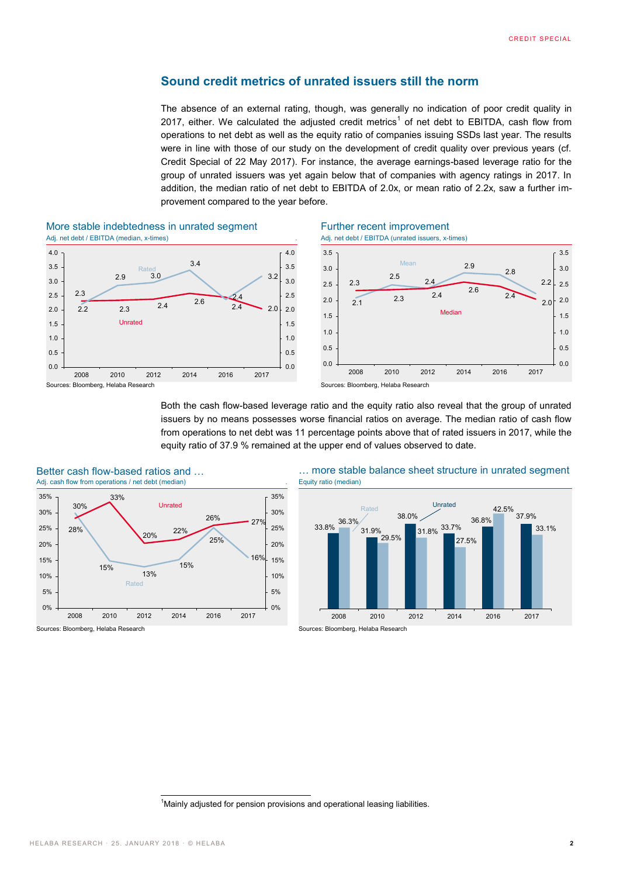## Sound credit metrics of unrated issuers still the norm

The absence of an external rating, though, was generally no indication of poor credit quality in 2017, either. We calculated the adjusted credit metrics[1] of net debt to EBITDA, cash flow from operations to net debt as well as the equity ratio of companies issuing SSDs last year. The results were in line with those of our study on the development of credit quality over previous years (cf. Credit Special of 22 May 2017). For instance, the average earnings-based leverage ratio for the group of unrated issuers was yet again below that of companies with agency ratings in 2017. In addition, the median ratio of net debt to EBITDA of 2.0x, or mean ratio of 2.2x, saw a further improvement compared to the year before.

**More stable indebtedness in unrated segment**
Adj. net debt / EBITDA (median, x-times)

| | 2008 | 2010 | 2012 | 2014 | 2016 | 2017 |
|---|---|---|---|---|---|---|
| Rated | 2.2 | 2.9 | 3.0 | 3.4 | 2.4 | 3.2 |
| Unrated | 2.3 | 2.3 | 2.4 | 2.6 | 2.4 | 2.0 |

Sources: Bloomberg, Helaba Research

**Further recent improvement**
Adj. net debt / EBITDA (unrated issuers, x-times)

| | 2008 | 2010 | 2012 | 2014 | 2016 | 2017 |
|---|---|---|---|---|---|---|
| Mean | 2.1 | 2.5 | 2.4 | 2.9 | 2.8 | 2.2 |
| Median | 2.3 | 2.3 | 2.4 | 2.6 | 2.4 | 2.0 |

Sources: Bloomberg, Helaba Research

Both the cash flow-based leverage ratio and the equity ratio also reveal that the group of unrated issuers by no means possesses worse financial ratios on average. The median ratio of cash flow from operations to net debt was 11 percentage points above that of rated issuers in 2017, while the equity ratio of 37.9 % remained at the upper end of values observed to date.

**Better cash flow-based ratios and …**
Adj. cash flow from operations / net debt (median)

| | 2008 | 2010 | 2012 | 2014 | 2016 | 2017 |
|---|---|---|---|---|---|---|
| Unrated | 28% | 33% | 20% | 22% | 26% | 27% |
| Rated | 30% | 15% | 13% | 15% | 25% | 16% |

Sources: Bloomberg, Helaba Research

**… more stable balance sheet structure in unrated segment**
Equity ratio (median)

| | 2008 | 2010 | 2012 | 2014 | 2016 | 2017 |
|---|---|---|---|---|---|---|
| Unrated | 33.8% | 31.9% | 38.0% | 33.7% | 36.8% | 37.9% |
| Rated | 36.3% | 29.5% | 31.8% | 27.5% | 42.5% | 33.1% |

Sources: Bloomberg, Helaba Research

[1] Mainly adjusted for pension provisions and operational leasing liabilities.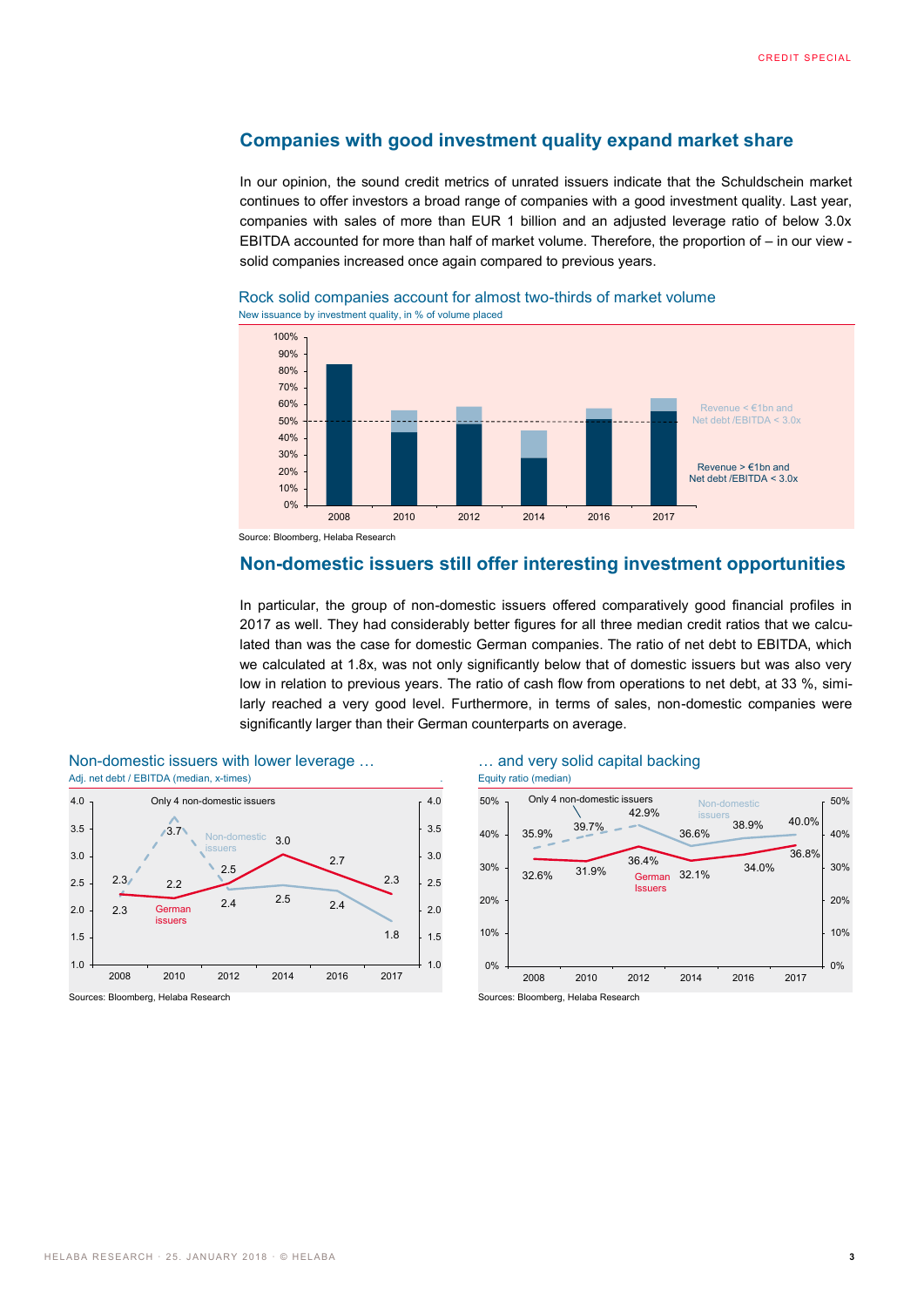## Companies with good investment quality expand market share

In our opinion, the sound credit metrics of unrated issuers indicate that the Schuldschein market continues to offer investors a broad range of companies with a good investment quality. Last year, companies with sales of more than EUR 1 billion and an adjusted leverage ratio of below 3.0x EBITDA accounted for more than half of market volume. Therefore, the proportion of – in our view - solid companies increased once again compared to previous years.

Rock solid companies account for almost two-thirds of market volume

New issuance by investment quality, in % of volume placed

Source: Bloomberg, Helaba Research

## Non-domestic issuers still offer interesting investment opportunities

In particular, the group of non-domestic issuers offered comparatively good financial profiles in 2017 as well. They had considerably better figures for all three median credit ratios that we calculated than was the case for domestic German companies. The ratio of net debt to EBITDA, which we calculated at 1.8x, was not only significantly below that of domestic issuers but was also very low in relation to previous years. The ratio of cash flow from operations to net debt, at 33 %, similarly reached a very good level. Furthermore, in terms of sales, non-domestic companies were significantly larger than their German counterparts on average.

Non-domestic issuers with lower leverage …

Adj. net debt / EBITDA (median, x-times)

| | 2008 | 2010 | 2012 | 2014 | 2016 | 2017 |
|---|---|---|---|---|---|---|
| Non-domestic issuers | 2.3 | 3.7 | 2.4 | 2.5 | 2.4 | 1.8 |
| German issuers | 2.3 | 2.2 | 2.5 | 3.0 | 2.7 | 2.3 |

Only 4 non-domestic issuers

Sources: Bloomberg, Helaba Research

… and very solid capital backing

Equity ratio (median)

| | 2008 | 2010 | 2012 | 2014 | 2016 | 2017 |
|---|---|---|---|---|---|---|
| Non-domestic issuers | 35.9% | 39.7% | 42.9% | 36.6% | 38.9% | 40.0% |
| German Issuers | 32.6% | 31.9% | 36.4% | 32.1% | 34.0% | 36.8% |

Only 4 non-domestic issuers

Sources: Bloomberg, Helaba Research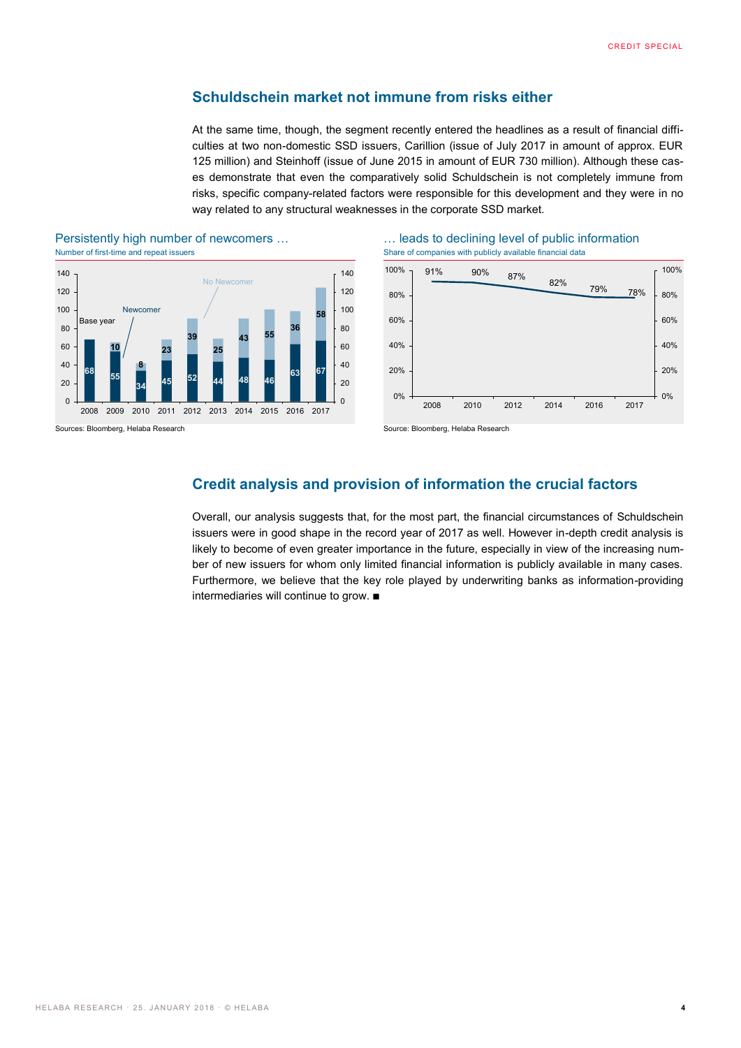## Schuldschein market not immune from risks either

At the same time, though, the segment recently entered the headlines as a result of financial difficulties at two non-domestic SSD issuers, Carillion (issue of July 2017 in amount of approx. EUR 125 million) and Steinhoff (issue of June 2015 in amount of EUR 730 million). Although these cases demonstrate that even the comparatively solid Schuldschein is not completely immune from risks, specific company-related factors were responsible for this development and they were in no way related to any structural weaknesses in the corporate SSD market.

Persistently high number of newcomers …

Number of first-time and repeat issuers

140
120
100
80
60
40
20
0

Base year
Newcomer
No Newcomer

68
55 10
34 8
45 23
52 39
44 25
48 43
46 55
63 36
67 58

2008 2009 2010 2011 2012 2013 2014 2015 2016 2017

Sources: Bloomberg, Helaba Research

… leads to declining level of public information

Share of companies with publicly available financial data

100%
80%
60%
40%
20%
0%

91% 90% 87% 82% 79% 78%

2008 2010 2012 2014 2016 2017

Source: Bloomberg, Helaba Research

## Credit analysis and provision of information the crucial factors

Overall, our analysis suggests that, for the most part, the financial circumstances of Schuldschein issuers were in good shape in the record year of 2017 as well. However in-depth credit analysis is likely to become of even greater importance in the future, especially in view of the increasing number of new issuers for whom only limited financial information is publicly available in many cases. Furthermore, we believe that the key role played by underwriting banks as information-providing intermediaries will continue to grow. ■